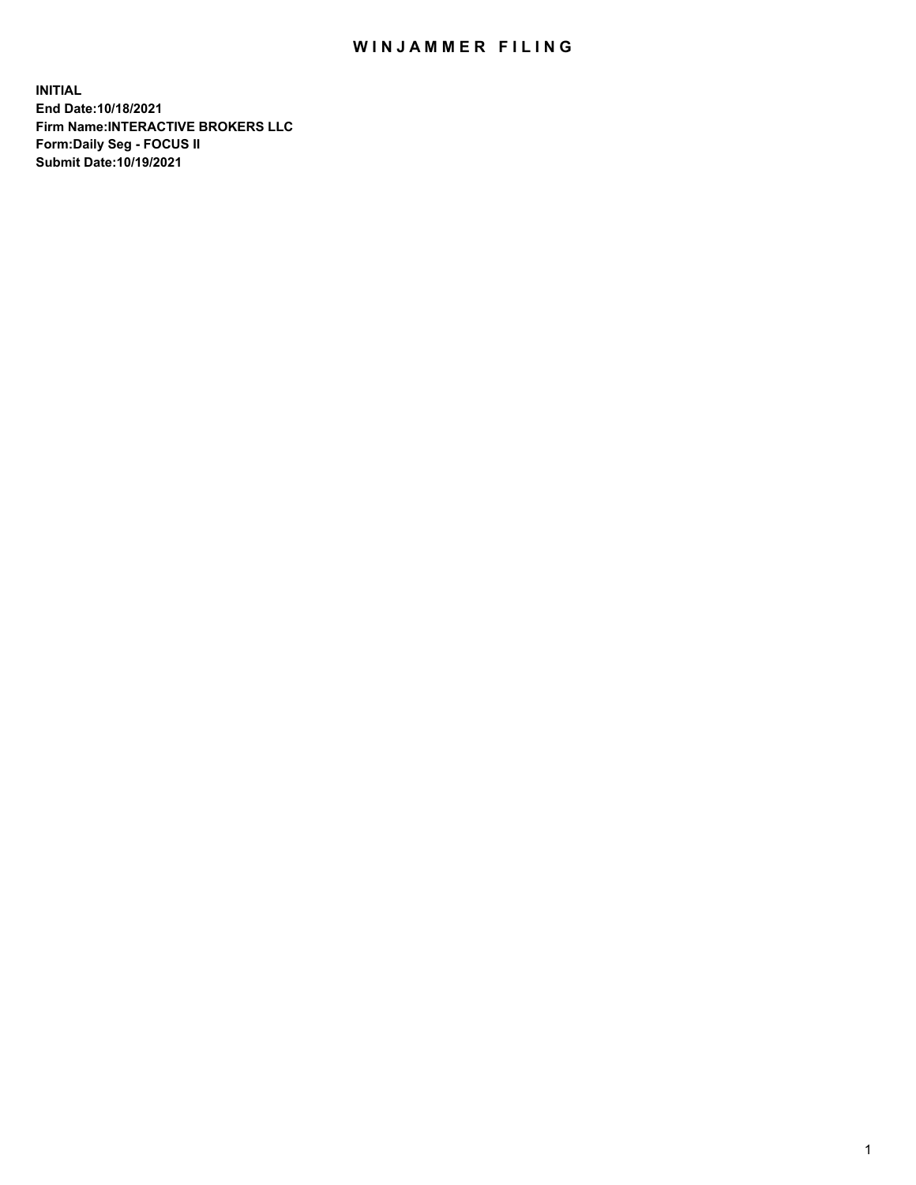# WINJAMMER FILING

**INITIAL**
**End Date:10/18/2021**
**Firm Name:INTERACTIVE BROKERS LLC**
**Form:Daily Seg - FOCUS II**
**Submit Date:10/19/2021**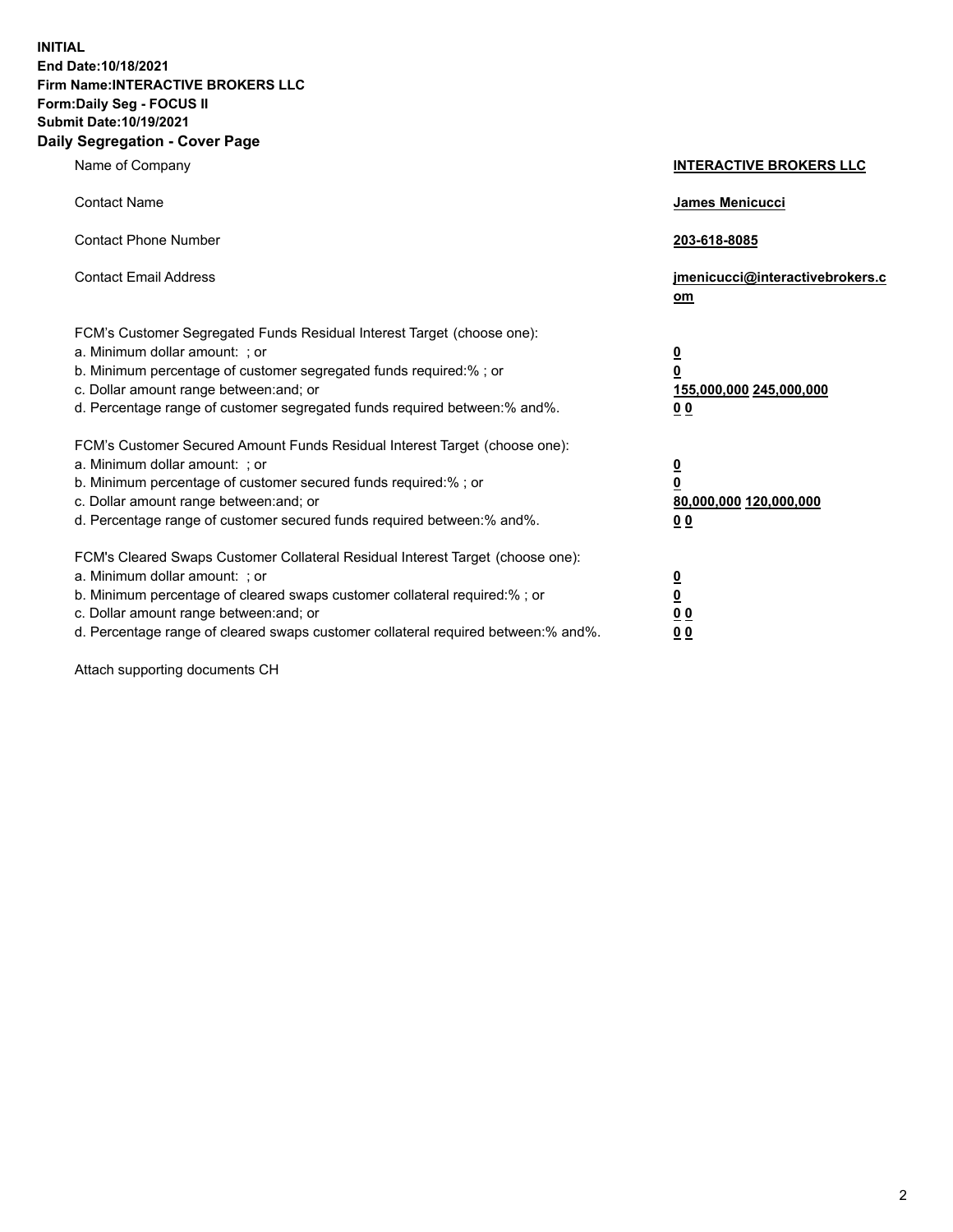**INITIAL**
**End Date:10/18/2021**
**Firm Name:INTERACTIVE BROKERS LLC**
**Form:Daily Seg - FOCUS II**
**Submit Date:10/19/2021**

## Daily Segregation - Cover Page

| | |
|---|---|
| Name of Company | **INTERACTIVE BROKERS LLC** |
| Contact Name | **James Menicucci** |
| Contact Phone Number | **203-618-8085** |
| Contact Email Address | **jmenicucci@interactivebrokers.com** |
| FCM's Customer Segregated Funds Residual Interest Target (choose one): | |
| a. Minimum dollar amount: ; or | **0** |
| b. Minimum percentage of customer segregated funds required:% ; or | **0** |
| c. Dollar amount range between:and; or | **155,000,000 245,000,000** |
| d. Percentage range of customer segregated funds required between:% and%. | **0 0** |
| FCM's Customer Secured Amount Funds Residual Interest Target (choose one): | |
| a. Minimum dollar amount: ; or | **0** |
| b. Minimum percentage of customer secured funds required:% ; or | **0** |
| c. Dollar amount range between:and; or | **80,000,000 120,000,000** |
| d. Percentage range of customer secured funds required between:% and%. | **0 0** |
| FCM's Cleared Swaps Customer Collateral Residual Interest Target (choose one): | |
| a. Minimum dollar amount: ; or | **0** |
| b. Minimum percentage of cleared swaps customer collateral required:% ; or | **0** |
| c. Dollar amount range between:and; or | **0 0** |
| d. Percentage range of cleared swaps customer collateral required between:% and%. | **0 0** |

Attach supporting documents CH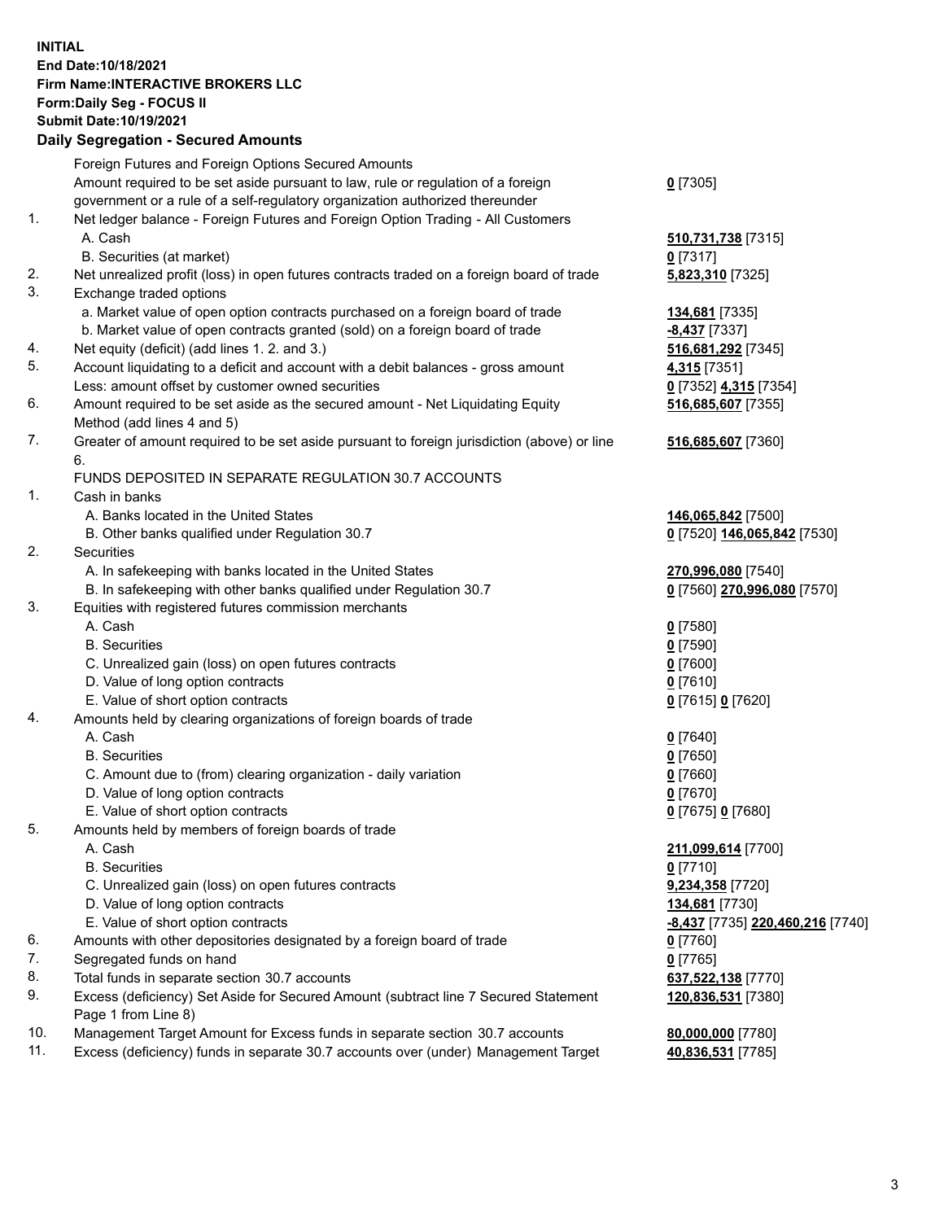**INITIAL**
**End Date:10/18/2021**
**Firm Name:INTERACTIVE BROKERS LLC**
**Form:Daily Seg - FOCUS II**
**Submit Date:10/19/2021**
**Daily Segregation - Secured Amounts**

| | | |
|---|---|---|
| | Foreign Futures and Foreign Options Secured Amounts | |
| | Amount required to be set aside pursuant to law, rule or regulation of a foreign government or a rule of a self-regulatory organization authorized thereunder | **0** [7305] |
| 1. | Net ledger balance - Foreign Futures and Foreign Option Trading - All Customers | |
| | A. Cash | **510,731,738** [7315] |
| | B. Securities (at market) | **0** [7317] |
| 2. | Net unrealized profit (loss) in open futures contracts traded on a foreign board of trade | **5,823,310** [7325] |
| 3. | Exchange traded options | |
| | a. Market value of open option contracts purchased on a foreign board of trade | **134,681** [7335] |
| | b. Market value of open contracts granted (sold) on a foreign board of trade | **-8,437** [7337] |
| 4. | Net equity (deficit) (add lines 1. 2. and 3.) | **516,681,292** [7345] |
| 5. | Account liquidating to a deficit and account with a debit balances - gross amount | **4,315** [7351] |
| | Less: amount offset by customer owned securities | **0** [7352] **4,315** [7354] |
| 6. | Amount required to be set aside as the secured amount - Net Liquidating Equity Method (add lines 4 and 5) | **516,685,607** [7355] |
| 7. | Greater of amount required to be set aside pursuant to foreign jurisdiction (above) or line 6. | **516,685,607** [7360] |
| | FUNDS DEPOSITED IN SEPARATE REGULATION 30.7 ACCOUNTS | |
| 1. | Cash in banks | |
| | A. Banks located in the United States | **146,065,842** [7500] |
| | B. Other banks qualified under Regulation 30.7 | **0** [7520] **146,065,842** [7530] |
| 2. | Securities | |
| | A. In safekeeping with banks located in the United States | **270,996,080** [7540] |
| | B. In safekeeping with other banks qualified under Regulation 30.7 | **0** [7560] **270,996,080** [7570] |
| 3. | Equities with registered futures commission merchants | |
| | A. Cash | **0** [7580] |
| | B. Securities | **0** [7590] |
| | C. Unrealized gain (loss) on open futures contracts | **0** [7600] |
| | D. Value of long option contracts | **0** [7610] |
| | E. Value of short option contracts | **0** [7615] **0** [7620] |
| 4. | Amounts held by clearing organizations of foreign boards of trade | |
| | A. Cash | **0** [7640] |
| | B. Securities | **0** [7650] |
| | C. Amount due to (from) clearing organization - daily variation | **0** [7660] |
| | D. Value of long option contracts | **0** [7670] |
| | E. Value of short option contracts | **0** [7675] **0** [7680] |
| 5. | Amounts held by members of foreign boards of trade | |
| | A. Cash | **211,099,614** [7700] |
| | B. Securities | **0** [7710] |
| | C. Unrealized gain (loss) on open futures contracts | **9,234,358** [7720] |
| | D. Value of long option contracts | **134,681** [7730] |
| | E. Value of short option contracts | **-8,437** [7735] **220,460,216** [7740] |
| 6. | Amounts with other depositories designated by a foreign board of trade | **0** [7760] |
| 7. | Segregated funds on hand | **0** [7765] |
| 8. | Total funds in separate section 30.7 accounts | **637,522,138** [7770] |
| 9. | Excess (deficiency) Set Aside for Secured Amount (subtract line 7 Secured Statement Page 1 from Line 8) | **120,836,531** [7380] |
| 10. | Management Target Amount for Excess funds in separate section 30.7 accounts | **80,000,000** [7780] |
| 11. | Excess (deficiency) funds in separate 30.7 accounts over (under) Management Target | **40,836,531** [7785] |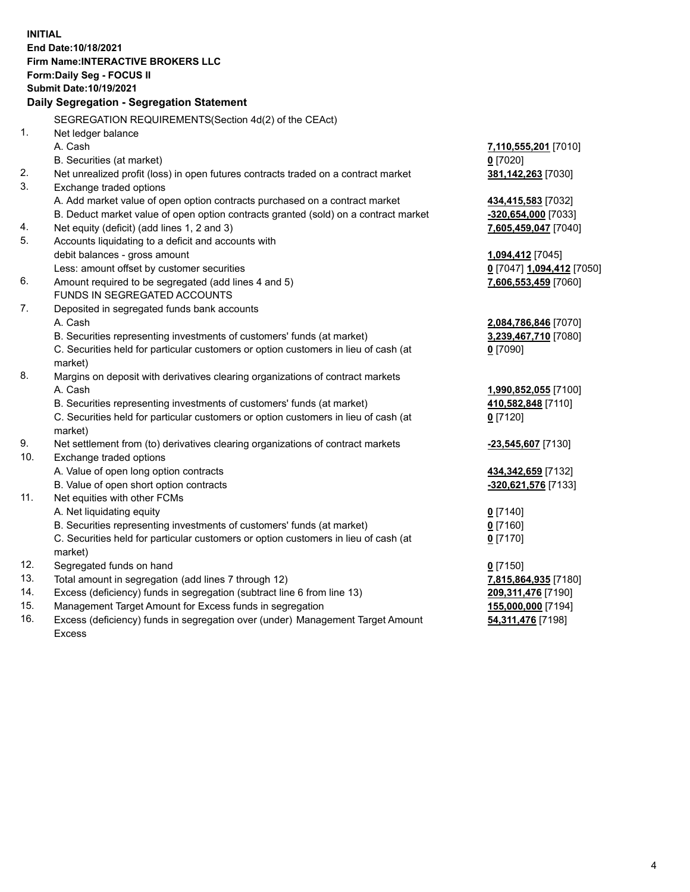**INITIAL**
**End Date:10/18/2021**
**Firm Name:INTERACTIVE BROKERS LLC**
**Form:Daily Seg - FOCUS II**
**Submit Date:10/19/2021**

**Daily Segregation - Segregation Statement**

SEGREGATION REQUIREMENTS(Section 4d(2) of the CEAct)

| | | |
|---|---|---|
| 1. | Net ledger balance | |
| | A. Cash | **7,110,555,201** [7010] |
| | B. Securities (at market) | **0** [7020] |
| 2. | Net unrealized profit (loss) in open futures contracts traded on a contract market | **381,142,263** [7030] |
| 3. | Exchange traded options | |
| | A. Add market value of open option contracts purchased on a contract market | **434,415,583** [7032] |
| | B. Deduct market value of open option contracts granted (sold) on a contract market | **-320,654,000** [7033] |
| 4. | Net equity (deficit) (add lines 1, 2 and 3) | **7,605,459,047** [7040] |
| 5. | Accounts liquidating to a deficit and accounts with | |
| | debit balances - gross amount | **1,094,412** [7045] |
| | Less: amount offset by customer securities | **0** [7047] **1,094,412** [7050] |
| 6. | Amount required to be segregated (add lines 4 and 5) | **7,606,553,459** [7060] |
| | FUNDS IN SEGREGATED ACCOUNTS | |
| 7. | Deposited in segregated funds bank accounts | |
| | A. Cash | **2,084,786,846** [7070] |
| | B. Securities representing investments of customers' funds (at market) | **3,239,467,710** [7080] |
| | C. Securities held for particular customers or option customers in lieu of cash (at market) | **0** [7090] |
| 8. | Margins on deposit with derivatives clearing organizations of contract markets | |
| | A. Cash | **1,990,852,055** [7100] |
| | B. Securities representing investments of customers' funds (at market) | **410,582,848** [7110] |
| | C. Securities held for particular customers or option customers in lieu of cash (at market) | **0** [7120] |
| 9. | Net settlement from (to) derivatives clearing organizations of contract markets | **-23,545,607** [7130] |
| 10. | Exchange traded options | |
| | A. Value of open long option contracts | **434,342,659** [7132] |
| | B. Value of open short option contracts | **-320,621,576** [7133] |
| 11. | Net equities with other FCMs | |
| | A. Net liquidating equity | **0** [7140] |
| | B. Securities representing investments of customers' funds (at market) | **0** [7160] |
| | C. Securities held for particular customers or option customers in lieu of cash (at market) | **0** [7170] |
| 12. | Segregated funds on hand | **0** [7150] |
| 13. | Total amount in segregation (add lines 7 through 12) | **7,815,864,935** [7180] |
| 14. | Excess (deficiency) funds in segregation (subtract line 6 from line 13) | **209,311,476** [7190] |
| 15. | Management Target Amount for Excess funds in segregation | **155,000,000** [7194] |
| 16. | Excess (deficiency) funds in segregation over (under) Management Target Amount Excess | **54,311,476** [7198] |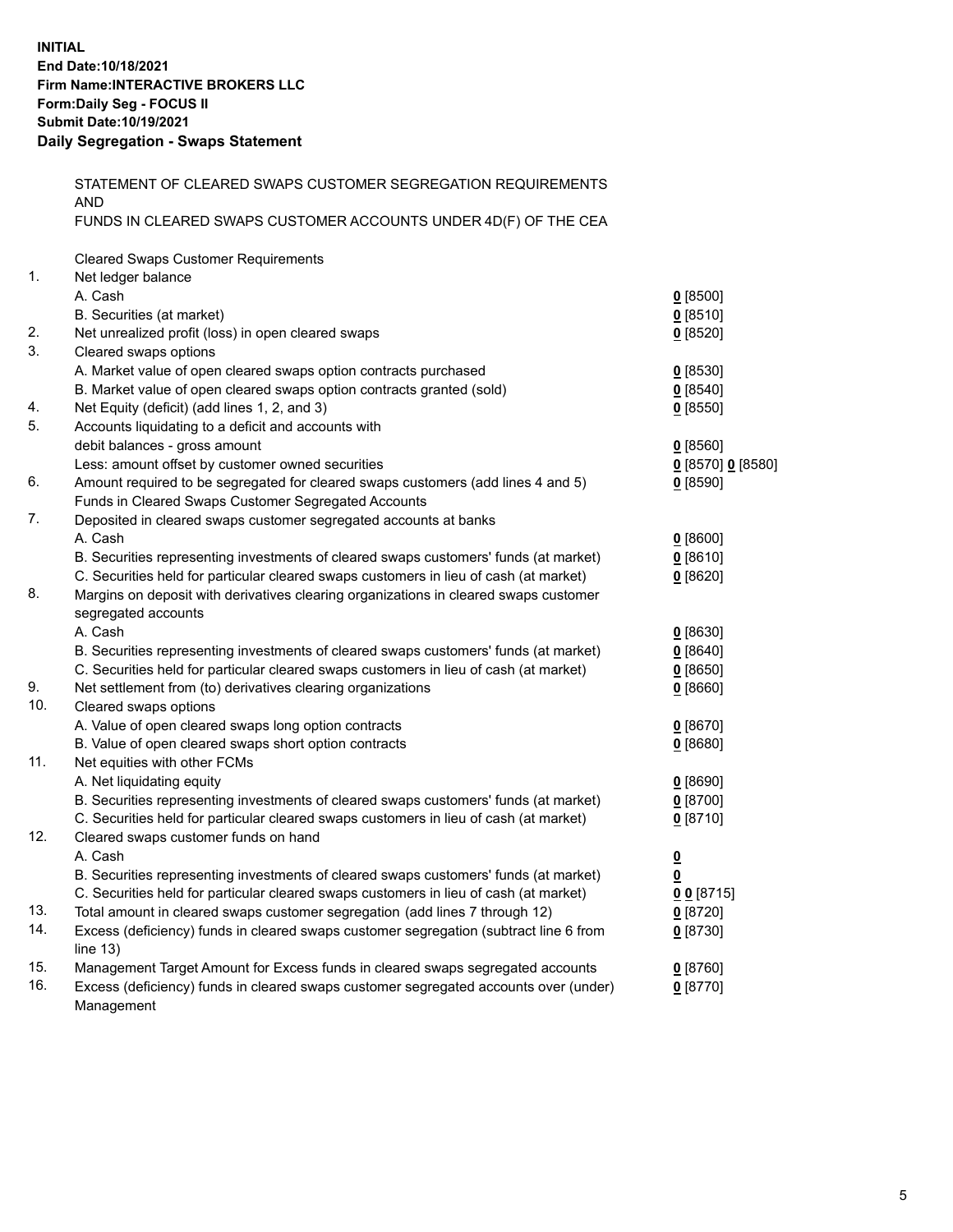**INITIAL**
**End Date:10/18/2021**
**Firm Name:INTERACTIVE BROKERS LLC**
**Form:Daily Seg - FOCUS II**
**Submit Date:10/19/2021**
**Daily Segregation - Swaps Statement**

STATEMENT OF CLEARED SWAPS CUSTOMER SEGREGATION REQUIREMENTS AND FUNDS IN CLEARED SWAPS CUSTOMER ACCOUNTS UNDER 4D(F) OF THE CEA

| | | |
|---|---|---|
| | Cleared Swaps Customer Requirements | |
| 1. | Net ledger balance | |
| | A. Cash | 0 [8500] |
| | B. Securities (at market) | 0 [8510] |
| 2. | Net unrealized profit (loss) in open cleared swaps | 0 [8520] |
| 3. | Cleared swaps options | |
| | A. Market value of open cleared swaps option contracts purchased | 0 [8530] |
| | B. Market value of open cleared swaps option contracts granted (sold) | 0 [8540] |
| 4. | Net Equity (deficit) (add lines 1, 2, and 3) | 0 [8550] |
| 5. | Accounts liquidating to a deficit and accounts with | |
| | debit balances - gross amount | 0 [8560] |
| | Less: amount offset by customer owned securities | 0 [8570] 0 [8580] |
| 6. | Amount required to be segregated for cleared swaps customers (add lines 4 and 5) | 0 [8590] |
| | Funds in Cleared Swaps Customer Segregated Accounts | |
| 7. | Deposited in cleared swaps customer segregated accounts at banks | |
| | A. Cash | 0 [8600] |
| | B. Securities representing investments of cleared swaps customers' funds (at market) | 0 [8610] |
| | C. Securities held for particular cleared swaps customers in lieu of cash (at market) | 0 [8620] |
| 8. | Margins on deposit with derivatives clearing organizations in cleared swaps customer segregated accounts | |
| | A. Cash | 0 [8630] |
| | B. Securities representing investments of cleared swaps customers' funds (at market) | 0 [8640] |
| | C. Securities held for particular cleared swaps customers in lieu of cash (at market) | 0 [8650] |
| 9. | Net settlement from (to) derivatives clearing organizations | 0 [8660] |
| 10. | Cleared swaps options | |
| | A. Value of open cleared swaps long option contracts | 0 [8670] |
| | B. Value of open cleared swaps short option contracts | 0 [8680] |
| 11. | Net equities with other FCMs | |
| | A. Net liquidating equity | 0 [8690] |
| | B. Securities representing investments of cleared swaps customers' funds (at market) | 0 [8700] |
| | C. Securities held for particular cleared swaps customers in lieu of cash (at market) | 0 [8710] |
| 12. | Cleared swaps customer funds on hand | |
| | A. Cash | 0 |
| | B. Securities representing investments of cleared swaps customers' funds (at market) | 0 |
| | C. Securities held for particular cleared swaps customers in lieu of cash (at market) | 0 0 [8715] |
| 13. | Total amount in cleared swaps customer segregation (add lines 7 through 12) | 0 [8720] |
| 14. | Excess (deficiency) funds in cleared swaps customer segregation (subtract line 6 from line 13) | 0 [8730] |
| 15. | Management Target Amount for Excess funds in cleared swaps segregated accounts | 0 [8760] |
| 16. | Excess (deficiency) funds in cleared swaps customer segregated accounts over (under) Management | 0 [8770] |